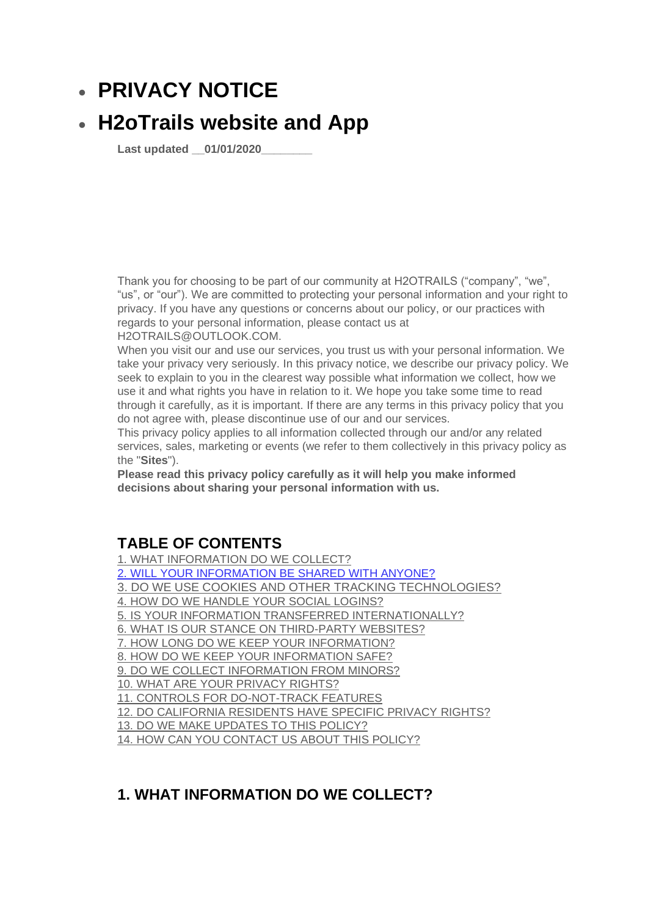- # PRIVACY NOTICE
- # H2oTrails website and App

**Last updated __01/01/2020________**

Thank you for choosing to be part of our community at H2OTRAILS ("company", "we", "us", or "our"). We are committed to protecting your personal information and your right to privacy. If you have any questions or concerns about our policy, or our practices with regards to your personal information, please contact us at H2OTRAILS@OUTLOOK.COM.

When you visit our and use our services, you trust us with your personal information. We take your privacy very seriously. In this privacy notice, we describe our privacy policy. We seek to explain to you in the clearest way possible what information we collect, how we use it and what rights you have in relation to it. We hope you take some time to read through it carefully, as it is important. If there are any terms in this privacy policy that you do not agree with, please discontinue use of our and our services.

This privacy policy applies to all information collected through our and/or any related services, sales, marketing or events (we refer to them collectively in this privacy policy as the "**Sites**").

**Please read this privacy policy carefully as it will help you make informed decisions about sharing your personal information with us.**

## TABLE OF CONTENTS

1. WHAT INFORMATION DO WE COLLECT?
2. WILL YOUR INFORMATION BE SHARED WITH ANYONE?
3. DO WE USE COOKIES AND OTHER TRACKING TECHNOLOGIES?
4. HOW DO WE HANDLE YOUR SOCIAL LOGINS?
5. IS YOUR INFORMATION TRANSFERRED INTERNATIONALLY?
6. WHAT IS OUR STANCE ON THIRD-PARTY WEBSITES?
7. HOW LONG DO WE KEEP YOUR INFORMATION?
8. HOW DO WE KEEP YOUR INFORMATION SAFE?
9. DO WE COLLECT INFORMATION FROM MINORS?
10. WHAT ARE YOUR PRIVACY RIGHTS?
11. CONTROLS FOR DO-NOT-TRACK FEATURES
12. DO CALIFORNIA RESIDENTS HAVE SPECIFIC PRIVACY RIGHTS?
13. DO WE MAKE UPDATES TO THIS POLICY?
14. HOW CAN YOU CONTACT US ABOUT THIS POLICY?

## 1. WHAT INFORMATION DO WE COLLECT?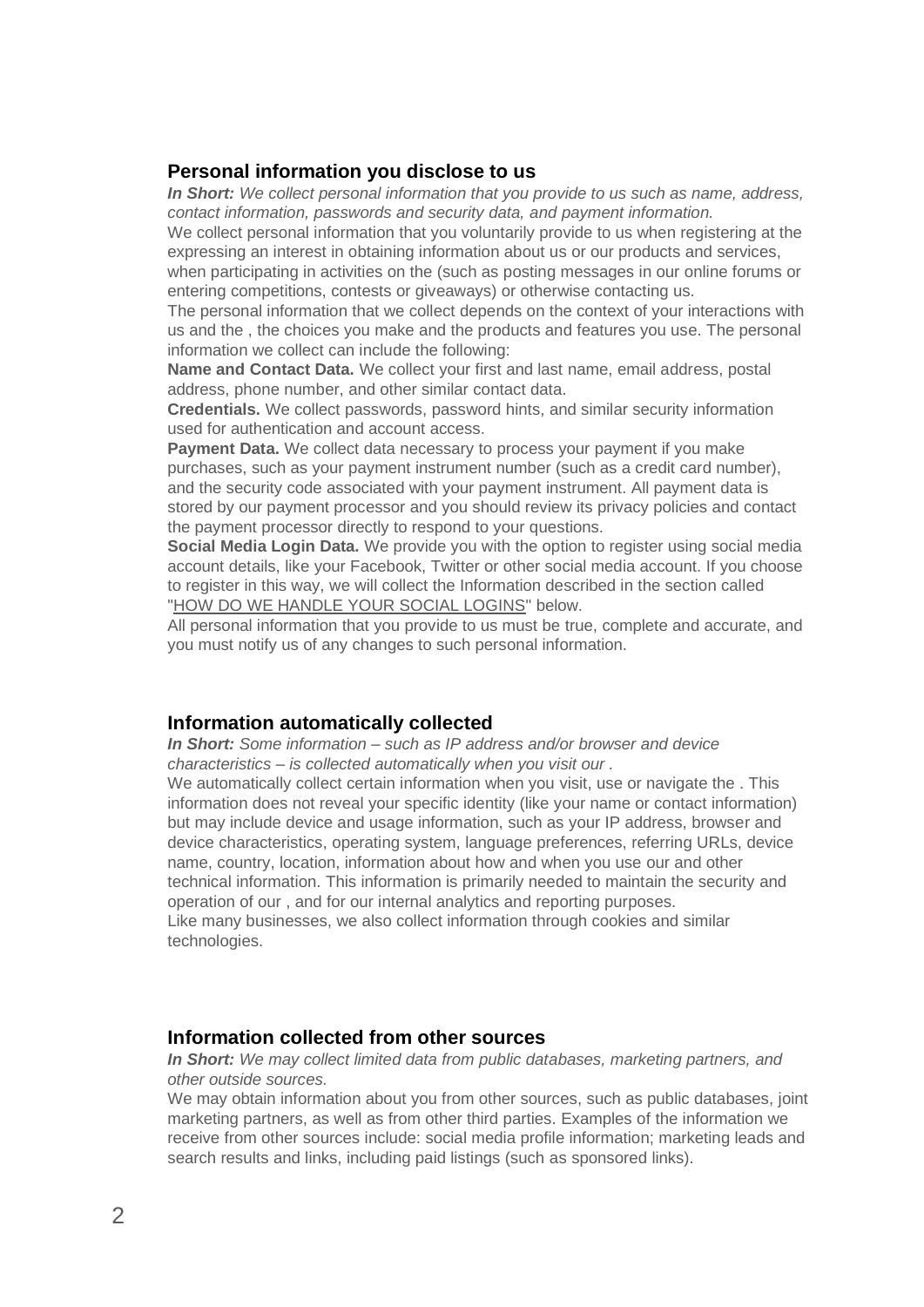## Personal information you disclose to us

***In Short:*** *We collect personal information that you provide to us such as name, address, contact information, passwords and security data, and payment information.*

We collect personal information that you voluntarily provide to us when registering at the expressing an interest in obtaining information about us or our products and services, when participating in activities on the (such as posting messages in our online forums or entering competitions, contests or giveaways) or otherwise contacting us.

The personal information that we collect depends on the context of your interactions with us and the , the choices you make and the products and features you use. The personal information we collect can include the following:

**Name and Contact Data.** We collect your first and last name, email address, postal address, phone number, and other similar contact data.

**Credentials.** We collect passwords, password hints, and similar security information used for authentication and account access.

**Payment Data.** We collect data necessary to process your payment if you make purchases, such as your payment instrument number (such as a credit card number), and the security code associated with your payment instrument. All payment data is stored by our payment processor and you should review its privacy policies and contact the payment processor directly to respond to your questions.

**Social Media Login Data.** We provide you with the option to register using social media account details, like your Facebook, Twitter or other social media account. If you choose to register in this way, we will collect the Information described in the section called "HOW DO WE HANDLE YOUR SOCIAL LOGINS" below.

All personal information that you provide to us must be true, complete and accurate, and you must notify us of any changes to such personal information.

## Information automatically collected

***In Short:*** *Some information – such as IP address and/or browser and device characteristics – is collected automatically when you visit our .*

We automatically collect certain information when you visit, use or navigate the . This information does not reveal your specific identity (like your name or contact information) but may include device and usage information, such as your IP address, browser and device characteristics, operating system, language preferences, referring URLs, device name, country, location, information about how and when you use our and other technical information. This information is primarily needed to maintain the security and operation of our , and for our internal analytics and reporting purposes.

Like many businesses, we also collect information through cookies and similar technologies.

## Information collected from other sources

***In Short:*** *We may collect limited data from public databases, marketing partners, and other outside sources.*

We may obtain information about you from other sources, such as public databases, joint marketing partners, as well as from other third parties. Examples of the information we receive from other sources include: social media profile information; marketing leads and search results and links, including paid listings (such as sponsored links).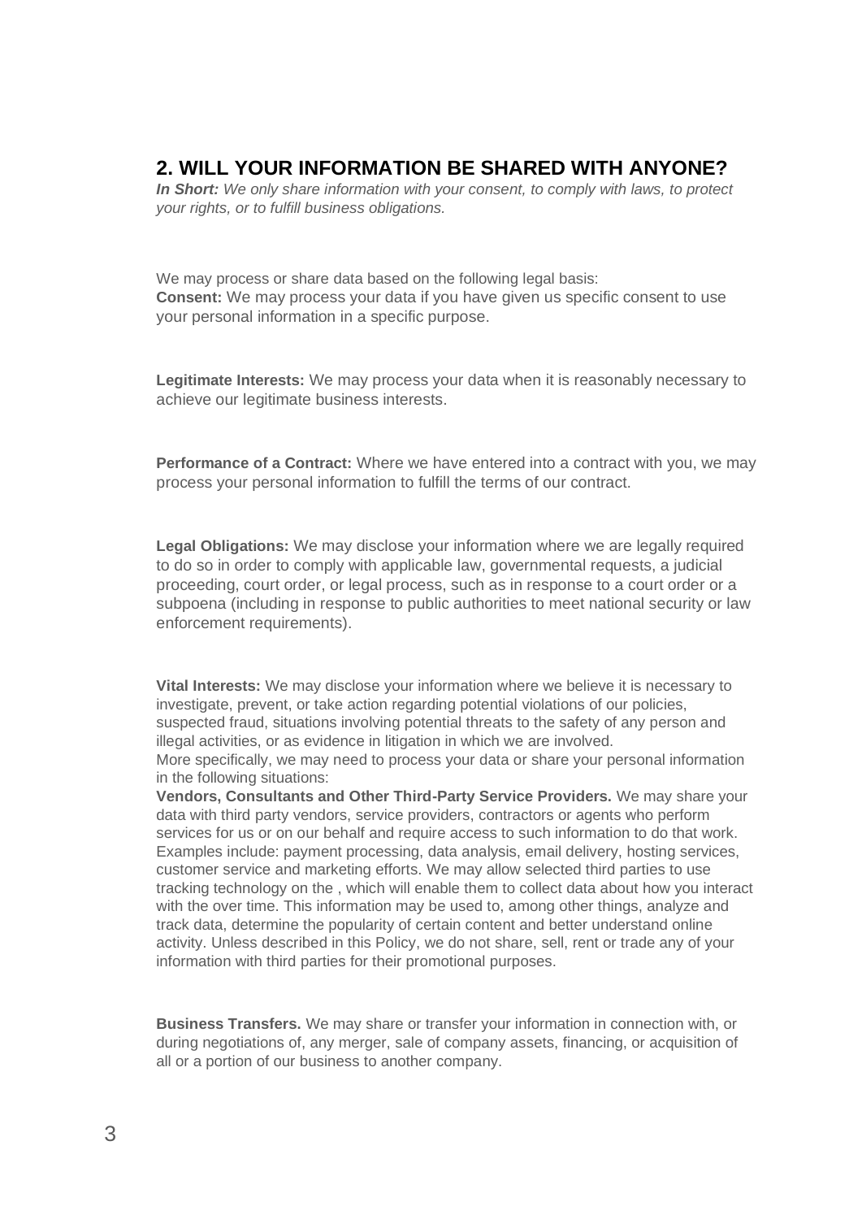## 2. WILL YOUR INFORMATION BE SHARED WITH ANYONE?

***In Short:*** *We only share information with your consent, to comply with laws, to protect your rights, or to fulfill business obligations.*

We may process or share data based on the following legal basis:

**Consent:** We may process your data if you have given us specific consent to use your personal information in a specific purpose.

**Legitimate Interests:** We may process your data when it is reasonably necessary to achieve our legitimate business interests.

**Performance of a Contract:** Where we have entered into a contract with you, we may process your personal information to fulfill the terms of our contract.

**Legal Obligations:** We may disclose your information where we are legally required to do so in order to comply with applicable law, governmental requests, a judicial proceeding, court order, or legal process, such as in response to a court order or a subpoena (including in response to public authorities to meet national security or law enforcement requirements).

**Vital Interests:** We may disclose your information where we believe it is necessary to investigate, prevent, or take action regarding potential violations of our policies, suspected fraud, situations involving potential threats to the safety of any person and illegal activities, or as evidence in litigation in which we are involved.

More specifically, we may need to process your data or share your personal information in the following situations:

**Vendors, Consultants and Other Third-Party Service Providers.** We may share your data with third party vendors, service providers, contractors or agents who perform services for us or on our behalf and require access to such information to do that work. Examples include: payment processing, data analysis, email delivery, hosting services, customer service and marketing efforts. We may allow selected third parties to use tracking technology on the , which will enable them to collect data about how you interact with the over time. This information may be used to, among other things, analyze and track data, determine the popularity of certain content and better understand online activity. Unless described in this Policy, we do not share, sell, rent or trade any of your information with third parties for their promotional purposes.

**Business Transfers.** We may share or transfer your information in connection with, or during negotiations of, any merger, sale of company assets, financing, or acquisition of all or a portion of our business to another company.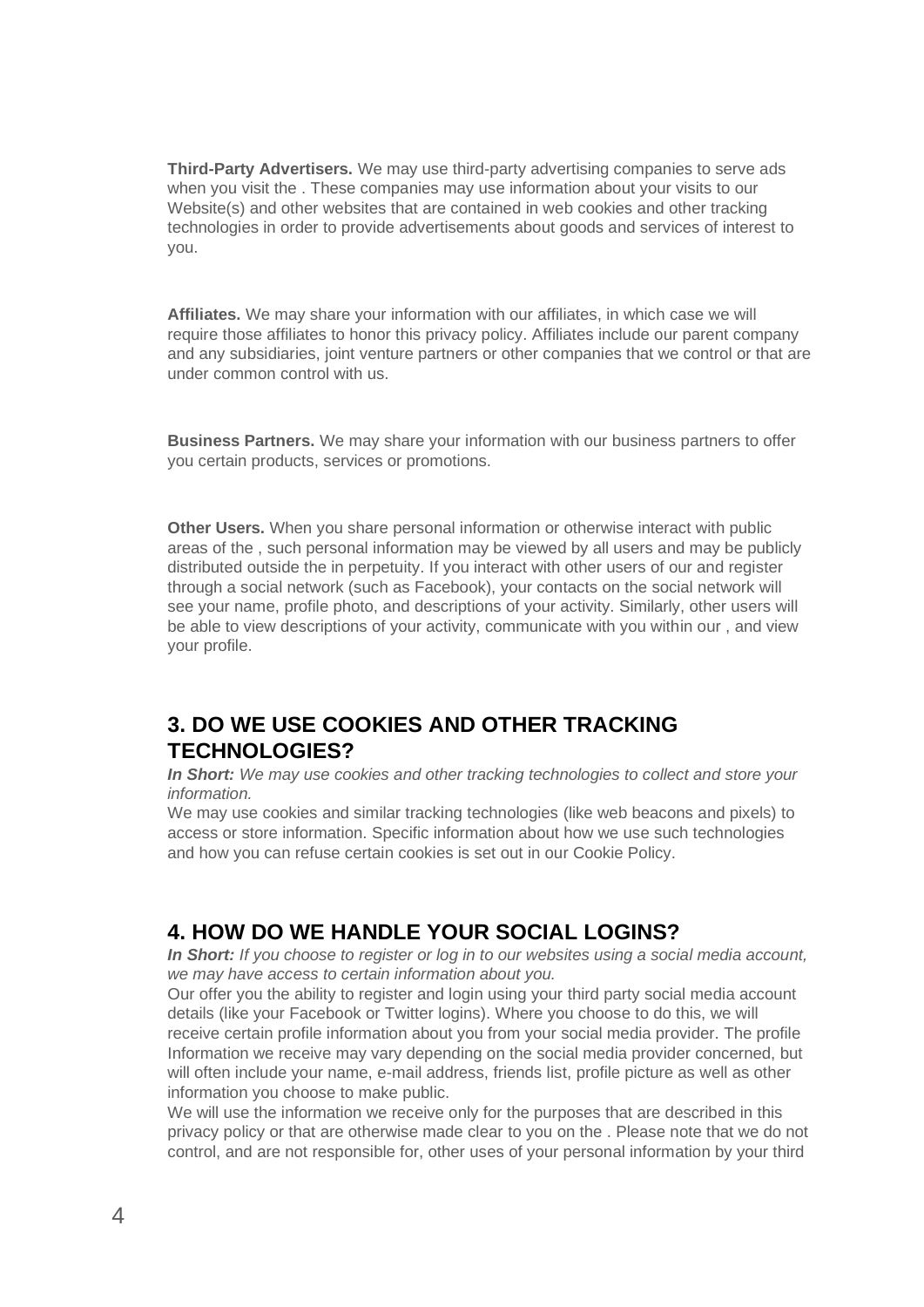**Third-Party Advertisers.** We may use third-party advertising companies to serve ads when you visit the . These companies may use information about your visits to our Website(s) and other websites that are contained in web cookies and other tracking technologies in order to provide advertisements about goods and services of interest to you.

**Affiliates.** We may share your information with our affiliates, in which case we will require those affiliates to honor this privacy policy. Affiliates include our parent company and any subsidiaries, joint venture partners or other companies that we control or that are under common control with us.

**Business Partners.** We may share your information with our business partners to offer you certain products, services or promotions.

**Other Users.** When you share personal information or otherwise interact with public areas of the , such personal information may be viewed by all users and may be publicly distributed outside the in perpetuity. If you interact with other users of our and register through a social network (such as Facebook), your contacts on the social network will see your name, profile photo, and descriptions of your activity. Similarly, other users will be able to view descriptions of your activity, communicate with you within our , and view your profile.

## 3. DO WE USE COOKIES AND OTHER TRACKING TECHNOLOGIES?

***In Short:*** *We may use cookies and other tracking technologies to collect and store your information.*

We may use cookies and similar tracking technologies (like web beacons and pixels) to access or store information. Specific information about how we use such technologies and how you can refuse certain cookies is set out in our Cookie Policy.

## 4. HOW DO WE HANDLE YOUR SOCIAL LOGINS?

***In Short:*** *If you choose to register or log in to our websites using a social media account, we may have access to certain information about you.*

Our offer you the ability to register and login using your third party social media account details (like your Facebook or Twitter logins). Where you choose to do this, we will receive certain profile information about you from your social media provider. The profile Information we receive may vary depending on the social media provider concerned, but will often include your name, e-mail address, friends list, profile picture as well as other information you choose to make public.

We will use the information we receive only for the purposes that are described in this privacy policy or that are otherwise made clear to you on the . Please note that we do not control, and are not responsible for, other uses of your personal information by your third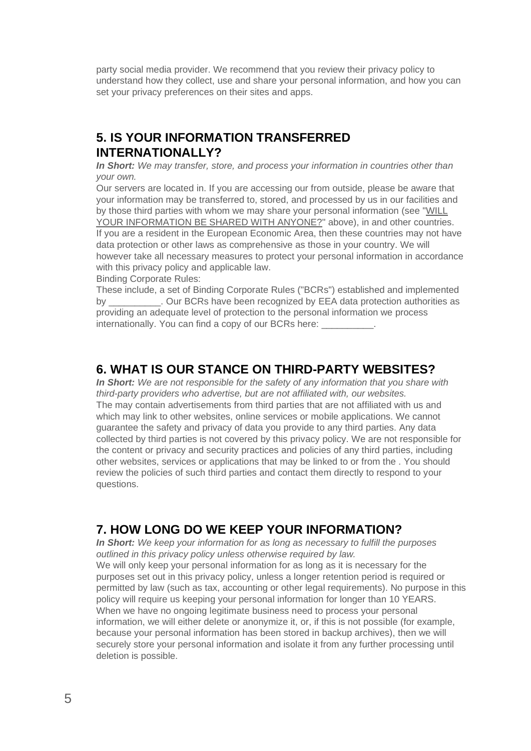party social media provider. We recommend that you review their privacy policy to understand how they collect, use and share your personal information, and how you can set your privacy preferences on their sites and apps.

## 5. IS YOUR INFORMATION TRANSFERRED INTERNATIONALLY?

***In Short:*** *We may transfer, store, and process your information in countries other than your own.*

Our servers are located in. If you are accessing our from outside, please be aware that your information may be transferred to, stored, and processed by us in our facilities and by those third parties with whom we may share your personal information (see "WILL YOUR INFORMATION BE SHARED WITH ANYONE?" above), in and other countries.

If you are a resident in the European Economic Area, then these countries may not have data protection or other laws as comprehensive as those in your country. We will however take all necessary measures to protect your personal information in accordance with this privacy policy and applicable law.

Binding Corporate Rules:

These include, a set of Binding Corporate Rules ("BCRs") established and implemented by __________. Our BCRs have been recognized by EEA data protection authorities as providing an adequate level of protection to the personal information we process internationally. You can find a copy of our BCRs here: __________.

## 6. WHAT IS OUR STANCE ON THIRD-PARTY WEBSITES?

***In Short:*** *We are not responsible for the safety of any information that you share with third-party providers who advertise, but are not affiliated with, our websites.*

The may contain advertisements from third parties that are not affiliated with us and which may link to other websites, online services or mobile applications. We cannot guarantee the safety and privacy of data you provide to any third parties. Any data collected by third parties is not covered by this privacy policy. We are not responsible for the content or privacy and security practices and policies of any third parties, including other websites, services or applications that may be linked to or from the . You should review the policies of such third parties and contact them directly to respond to your questions.

## 7. HOW LONG DO WE KEEP YOUR INFORMATION?

***In Short:*** *We keep your information for as long as necessary to fulfill the purposes outlined in this privacy policy unless otherwise required by law.*

We will only keep your personal information for as long as it is necessary for the purposes set out in this privacy policy, unless a longer retention period is required or permitted by law (such as tax, accounting or other legal requirements). No purpose in this policy will require us keeping your personal information for longer than 10 YEARS.

When we have no ongoing legitimate business need to process your personal information, we will either delete or anonymize it, or, if this is not possible (for example, because your personal information has been stored in backup archives), then we will securely store your personal information and isolate it from any further processing until deletion is possible.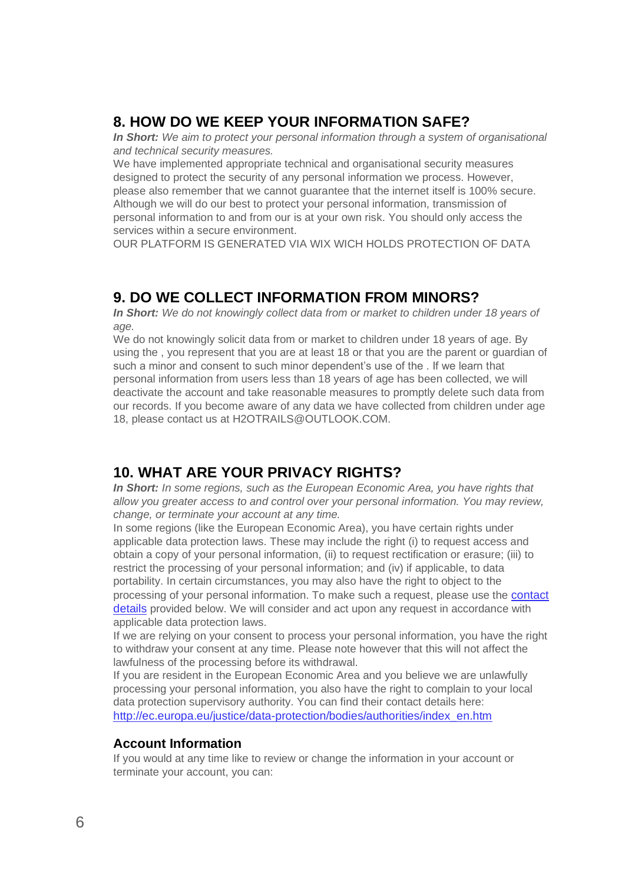## 8. HOW DO WE KEEP YOUR INFORMATION SAFE?

***In Short:*** *We aim to protect your personal information through a system of organisational and technical security measures.*

We have implemented appropriate technical and organisational security measures designed to protect the security of any personal information we process. However, please also remember that we cannot guarantee that the internet itself is 100% secure. Although we will do our best to protect your personal information, transmission of personal information to and from our is at your own risk. You should only access the services within a secure environment.

OUR PLATFORM IS GENERATED VIA WIX WICH HOLDS PROTECTION OF DATA

## 9. DO WE COLLECT INFORMATION FROM MINORS?

***In Short:*** *We do not knowingly collect data from or market to children under 18 years of age.*

We do not knowingly solicit data from or market to children under 18 years of age. By using the , you represent that you are at least 18 or that you are the parent or guardian of such a minor and consent to such minor dependent's use of the . If we learn that personal information from users less than 18 years of age has been collected, we will deactivate the account and take reasonable measures to promptly delete such data from our records. If you become aware of any data we have collected from children under age 18, please contact us at H2OTRAILS@OUTLOOK.COM.

## 10. WHAT ARE YOUR PRIVACY RIGHTS?

***In Short:*** *In some regions, such as the European Economic Area, you have rights that allow you greater access to and control over your personal information. You may review, change, or terminate your account at any time.*

In some regions (like the European Economic Area), you have certain rights under applicable data protection laws. These may include the right (i) to request access and obtain a copy of your personal information, (ii) to request rectification or erasure; (iii) to restrict the processing of your personal information; and (iv) if applicable, to data portability. In certain circumstances, you may also have the right to object to the processing of your personal information. To make such a request, please use the [contact details]() provided below. We will consider and act upon any request in accordance with applicable data protection laws.

If we are relying on your consent to process your personal information, you have the right to withdraw your consent at any time. Please note however that this will not affect the lawfulness of the processing before its withdrawal.

If you are resident in the European Economic Area and you believe we are unlawfully processing your personal information, you also have the right to complain to your local data protection supervisory authority. You can find their contact details here: [http://ec.europa.eu/justice/data-protection/bodies/authorities/index_en.htm](http://ec.europa.eu/justice/data-protection/bodies/authorities/index_en.htm)

### Account Information

If you would at any time like to review or change the information in your account or terminate your account, you can: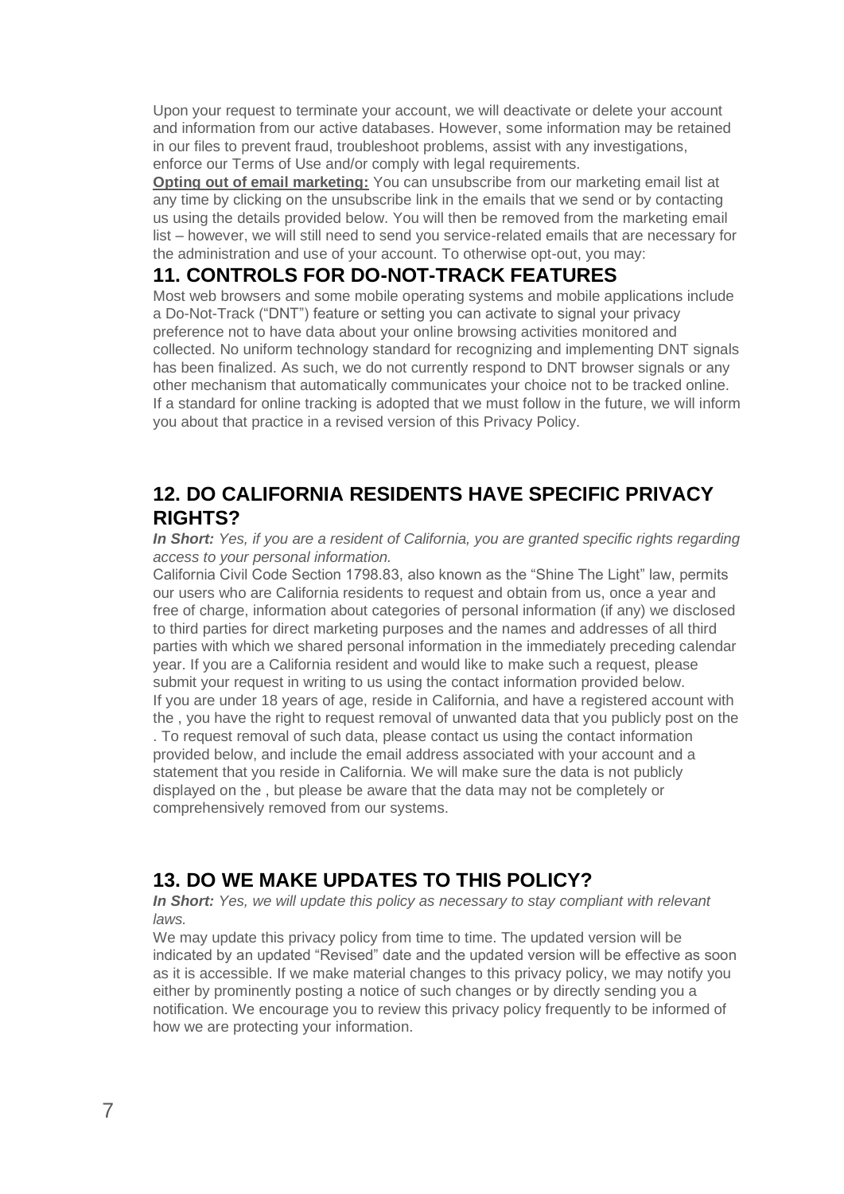Upon your request to terminate your account, we will deactivate or delete your account and information from our active databases. However, some information may be retained in our files to prevent fraud, troubleshoot problems, assist with any investigations, enforce our Terms of Use and/or comply with legal requirements.

**Opting out of email marketing:** You can unsubscribe from our marketing email list at any time by clicking on the unsubscribe link in the emails that we send or by contacting us using the details provided below. You will then be removed from the marketing email list – however, we will still need to send you service-related emails that are necessary for the administration and use of your account. To otherwise opt-out, you may:

## 11. CONTROLS FOR DO-NOT-TRACK FEATURES

Most web browsers and some mobile operating systems and mobile applications include a Do-Not-Track ("DNT") feature or setting you can activate to signal your privacy preference not to have data about your online browsing activities monitored and collected. No uniform technology standard for recognizing and implementing DNT signals has been finalized. As such, we do not currently respond to DNT browser signals or any other mechanism that automatically communicates your choice not to be tracked online. If a standard for online tracking is adopted that we must follow in the future, we will inform you about that practice in a revised version of this Privacy Policy.

## 12. DO CALIFORNIA RESIDENTS HAVE SPECIFIC PRIVACY RIGHTS?

***In Short:*** *Yes, if you are a resident of California, you are granted specific rights regarding access to your personal information.*

California Civil Code Section 1798.83, also known as the "Shine The Light" law, permits our users who are California residents to request and obtain from us, once a year and free of charge, information about categories of personal information (if any) we disclosed to third parties for direct marketing purposes and the names and addresses of all third parties with which we shared personal information in the immediately preceding calendar year. If you are a California resident and would like to make such a request, please submit your request in writing to us using the contact information provided below.

If you are under 18 years of age, reside in California, and have a registered account with the , you have the right to request removal of unwanted data that you publicly post on the . To request removal of such data, please contact us using the contact information provided below, and include the email address associated with your account and a statement that you reside in California. We will make sure the data is not publicly displayed on the , but please be aware that the data may not be completely or comprehensively removed from our systems.

## 13. DO WE MAKE UPDATES TO THIS POLICY?

***In Short:*** *Yes, we will update this policy as necessary to stay compliant with relevant laws.*

We may update this privacy policy from time to time. The updated version will be indicated by an updated "Revised" date and the updated version will be effective as soon as it is accessible. If we make material changes to this privacy policy, we may notify you either by prominently posting a notice of such changes or by directly sending you a notification. We encourage you to review this privacy policy frequently to be informed of how we are protecting your information.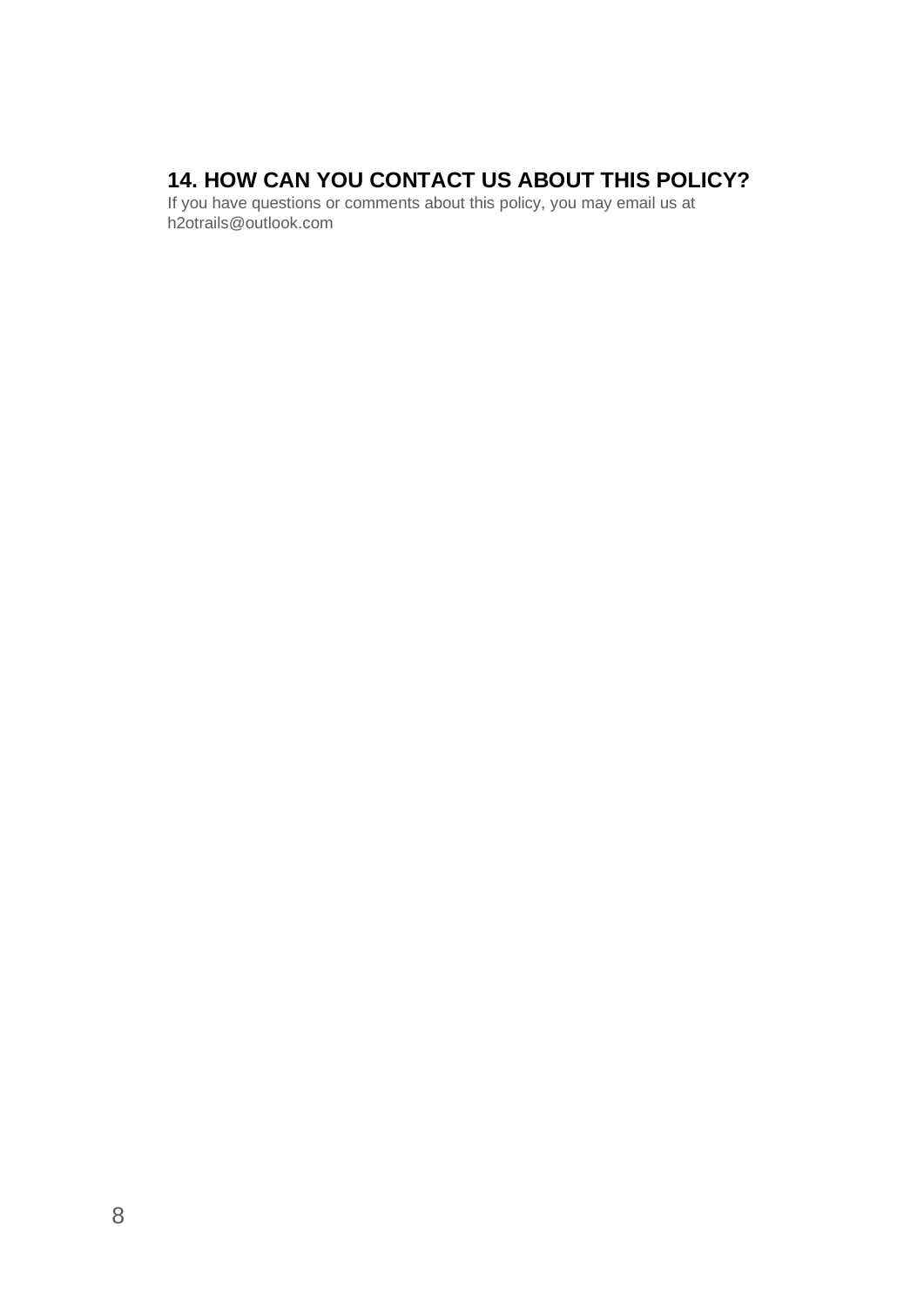## 14. HOW CAN YOU CONTACT US ABOUT THIS POLICY?

If you have questions or comments about this policy, you may email us at h2otrails@outlook.com